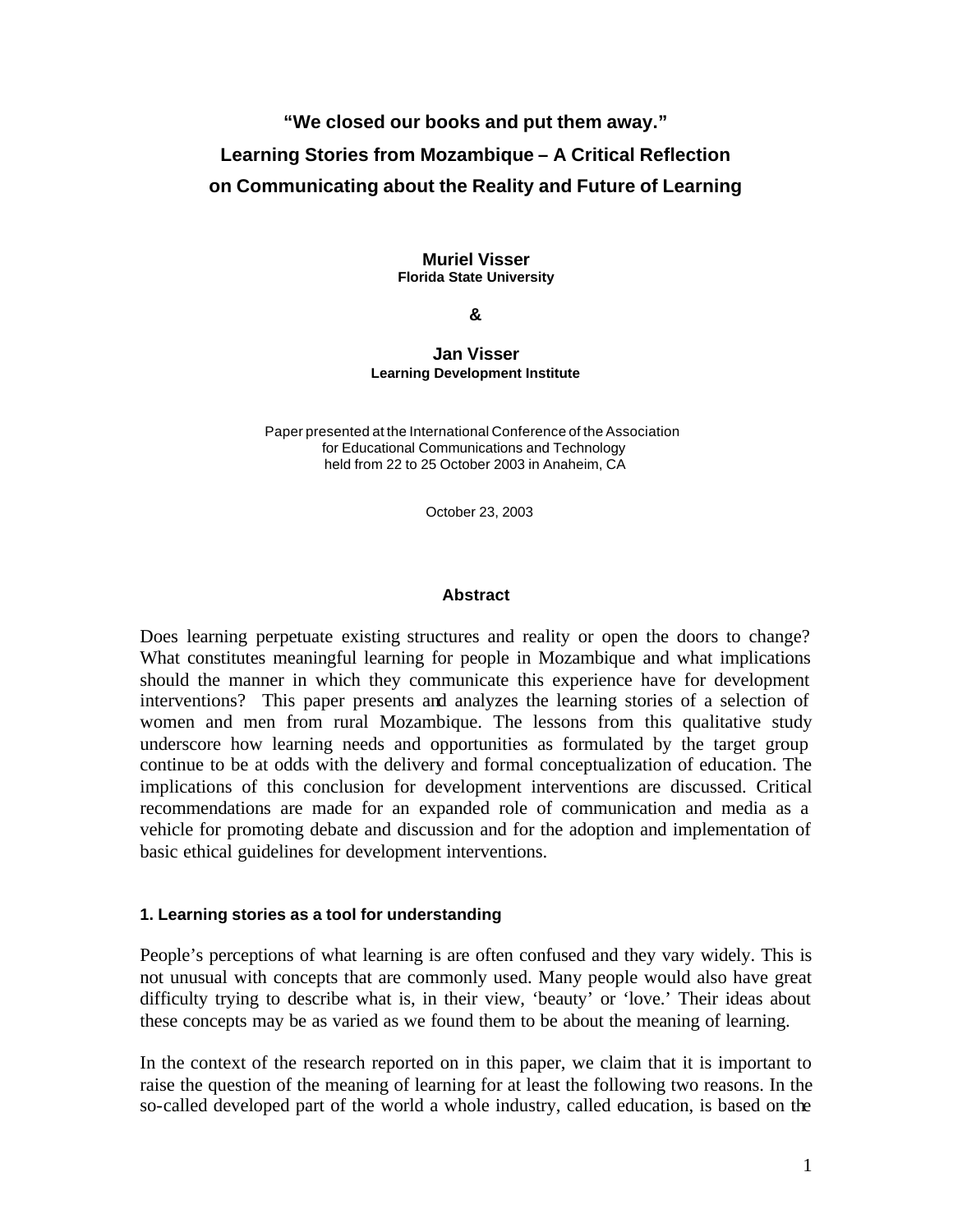# "We closed our books and put them away." Learning Stories from Mozambique – A Critical Reflection on Communicating about the Reality and Future of Learning

**Muriel Visser**
**Florida State University**

**&**

**Jan Visser**
**Learning Development Institute**

Paper presented at the International Conference of the Association for Educational Communications and Technology held from 22 to 25 October 2003 in Anaheim, CA

October 23, 2003

## Abstract

Does learning perpetuate existing structures and reality or open the doors to change? What constitutes meaningful learning for people in Mozambique and what implications should the manner in which they communicate this experience have for development interventions? This paper presents and analyzes the learning stories of a selection of women and men from rural Mozambique. The lessons from this qualitative study underscore how learning needs and opportunities as formulated by the target group continue to be at odds with the delivery and formal conceptualization of education. The implications of this conclusion for development interventions are discussed. Critical recommendations are made for an expanded role of communication and media as a vehicle for promoting debate and discussion and for the adoption and implementation of basic ethical guidelines for development interventions.

## 1. Learning stories as a tool for understanding

People's perceptions of what learning is are often confused and they vary widely. This is not unusual with concepts that are commonly used. Many people would also have great difficulty trying to describe what is, in their view, 'beauty' or 'love.' Their ideas about these concepts may be as varied as we found them to be about the meaning of learning.

In the context of the research reported on in this paper, we claim that it is important to raise the question of the meaning of learning for at least the following two reasons. In the so-called developed part of the world a whole industry, called education, is based on the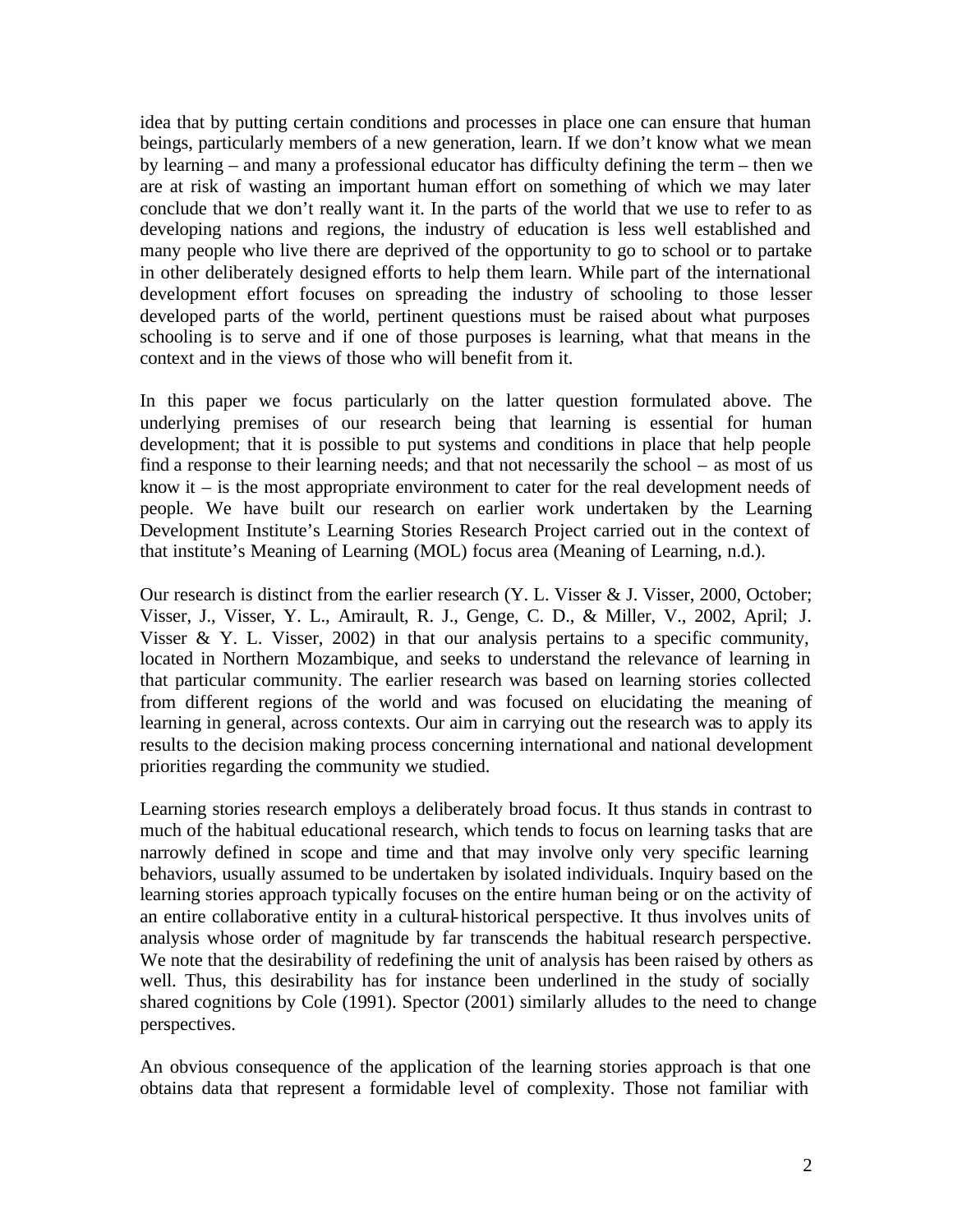idea that by putting certain conditions and processes in place one can ensure that human beings, particularly members of a new generation, learn. If we don't know what we mean by learning – and many a professional educator has difficulty defining the term – then we are at risk of wasting an important human effort on something of which we may later conclude that we don't really want it. In the parts of the world that we use to refer to as developing nations and regions, the industry of education is less well established and many people who live there are deprived of the opportunity to go to school or to partake in other deliberately designed efforts to help them learn. While part of the international development effort focuses on spreading the industry of schooling to those lesser developed parts of the world, pertinent questions must be raised about what purposes schooling is to serve and if one of those purposes is learning, what that means in the context and in the views of those who will benefit from it.

In this paper we focus particularly on the latter question formulated above. The underlying premises of our research being that learning is essential for human development; that it is possible to put systems and conditions in place that help people find a response to their learning needs; and that not necessarily the school – as most of us know it – is the most appropriate environment to cater for the real development needs of people. We have built our research on earlier work undertaken by the Learning Development Institute's Learning Stories Research Project carried out in the context of that institute's Meaning of Learning (MOL) focus area (Meaning of Learning, n.d.).

Our research is distinct from the earlier research (Y. L. Visser & J. Visser, 2000, October; Visser, J., Visser, Y. L., Amirault, R. J., Genge, C. D., & Miller, V., 2002, April; J. Visser & Y. L. Visser, 2002) in that our analysis pertains to a specific community, located in Northern Mozambique, and seeks to understand the relevance of learning in that particular community. The earlier research was based on learning stories collected from different regions of the world and was focused on elucidating the meaning of learning in general, across contexts. Our aim in carrying out the research was to apply its results to the decision making process concerning international and national development priorities regarding the community we studied.

Learning stories research employs a deliberately broad focus. It thus stands in contrast to much of the habitual educational research, which tends to focus on learning tasks that are narrowly defined in scope and time and that may involve only very specific learning behaviors, usually assumed to be undertaken by isolated individuals. Inquiry based on the learning stories approach typically focuses on the entire human being or on the activity of an entire collaborative entity in a cultural-historical perspective. It thus involves units of analysis whose order of magnitude by far transcends the habitual research perspective. We note that the desirability of redefining the unit of analysis has been raised by others as well. Thus, this desirability has for instance been underlined in the study of socially shared cognitions by Cole (1991). Spector (2001) similarly alludes to the need to change perspectives.

An obvious consequence of the application of the learning stories approach is that one obtains data that represent a formidable level of complexity. Those not familiar with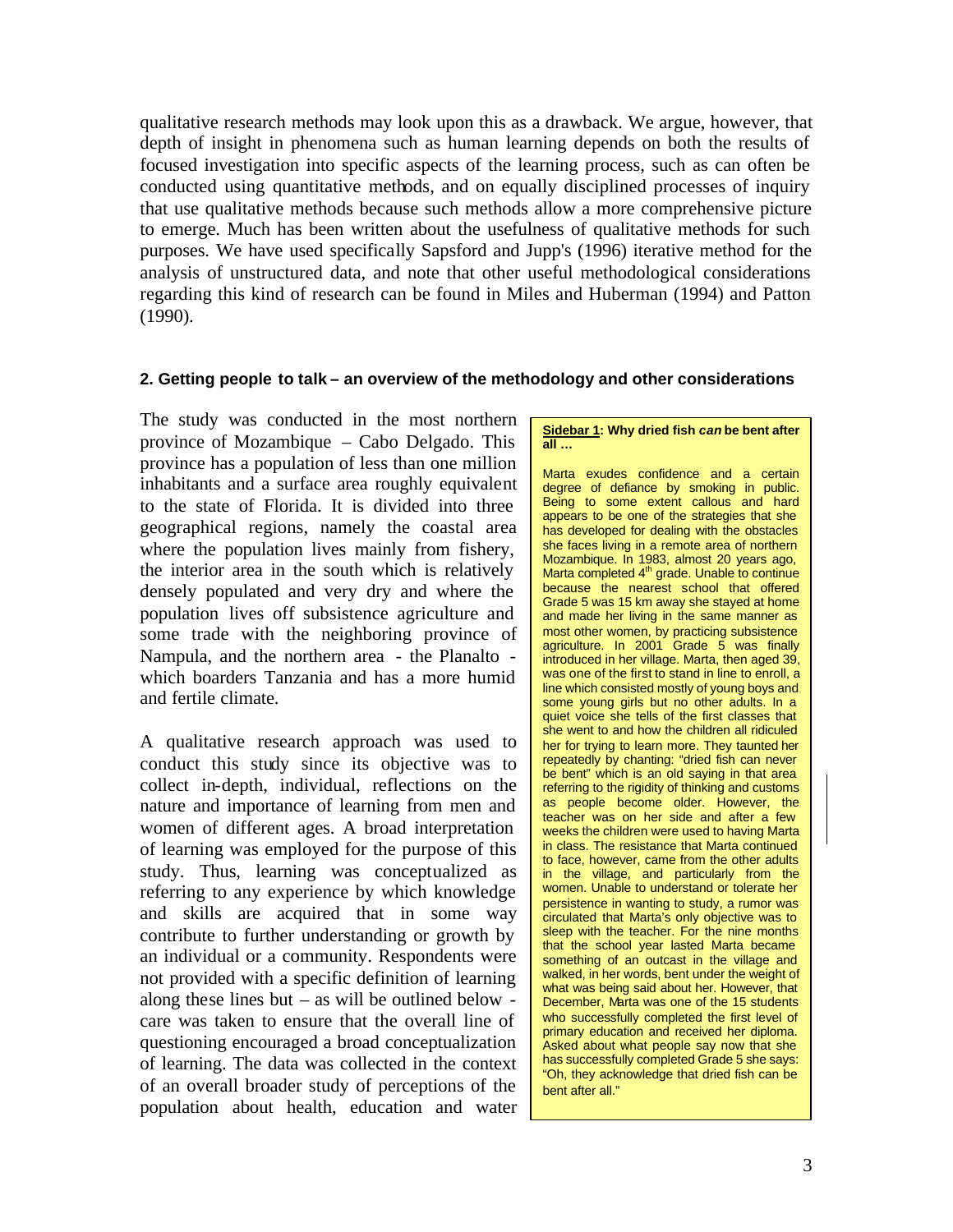qualitative research methods may look upon this as a drawback. We argue, however, that depth of insight in phenomena such as human learning depends on both the results of focused investigation into specific aspects of the learning process, such as can often be conducted using quantitative methods, and on equally disciplined processes of inquiry that use qualitative methods because such methods allow a more comprehensive picture to emerge. Much has been written about the usefulness of qualitative methods for such purposes. We have used specifically Sapsford and Jupp's (1996) iterative method for the analysis of unstructured data, and note that other useful methodological considerations regarding this kind of research can be found in Miles and Huberman (1994) and Patton (1990).

## 2. Getting people to talk – an overview of the methodology and other considerations

The study was conducted in the most northern province of Mozambique – Cabo Delgado. This province has a population of less than one million inhabitants and a surface area roughly equivalent to the state of Florida. It is divided into three geographical regions, namely the coastal area where the population lives mainly from fishery, the interior area in the south which is relatively densely populated and very dry and where the population lives off subsistence agriculture and some trade with the neighboring province of Nampula, and the northern area - the Planalto - which boarders Tanzania and has a more humid and fertile climate.

A qualitative research approach was used to conduct this study since its objective was to collect in-depth, individual, reflections on the nature and importance of learning from men and women of different ages. A broad interpretation of learning was employed for the purpose of this study. Thus, learning was conceptualized as referring to any experience by which knowledge and skills are acquired that in some way contribute to further understanding or growth by an individual or a community. Respondents were not provided with a specific definition of learning along these lines but – as will be outlined below - care was taken to ensure that the overall line of questioning encouraged a broad conceptualization of learning. The data was collected in the context of an overall broader study of perceptions of the population about health, education and water

> **Sidebar 1: Why dried fish *can* be bent after all …**
>
> Marta exudes confidence and a certain degree of defiance by smoking in public. Being to some extent callous and hard appears to be one of the strategies that she has developed for dealing with the obstacles she faces living in a remote area of northern Mozambique. In 1983, almost 20 years ago, Marta completed 4th grade. Unable to continue because the nearest school that offered Grade 5 was 15 km away she stayed at home and made her living in the same manner as most other women, by practicing subsistence agriculture. In 2001 Grade 5 was finally introduced in her village. Marta, then aged 39, was one of the first to stand in line to enroll, a line which consisted mostly of young boys and some young girls but no other adults. In a quiet voice she tells of the first classes that she went to and how the children all ridiculed her for trying to learn more. They taunted her repeatedly by chanting: "dried fish can never be bent" which is an old saying in that area referring to the rigidity of thinking and customs as people become older. However, the teacher was on her side and after a few weeks the children were used to having Marta in class. The resistance that Marta continued to face, however, came from the other adults in the village, and particularly from the women. Unable to understand or tolerate her persistence in wanting to study, a rumor was circulated that Marta's only objective was to sleep with the teacher. For the nine months that the school year lasted Marta became something of an outcast in the village and walked, in her words, bent under the weight of what was being said about her. However, that December, Marta was one of the 15 students who successfully completed the first level of primary education and received her diploma. Asked about what people say now that she has successfully completed Grade 5 she says: "Oh, they acknowledge that dried fish can be bent after all."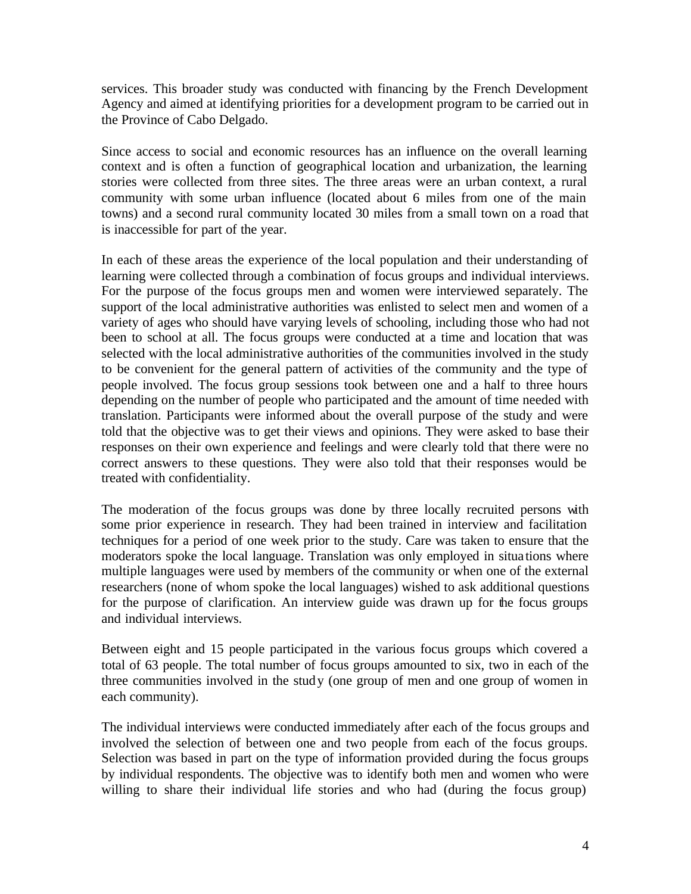services. This broader study was conducted with financing by the French Development Agency and aimed at identifying priorities for a development program to be carried out in the Province of Cabo Delgado.

Since access to social and economic resources has an influence on the overall learning context and is often a function of geographical location and urbanization, the learning stories were collected from three sites. The three areas were an urban context, a rural community with some urban influence (located about 6 miles from one of the main towns) and a second rural community located 30 miles from a small town on a road that is inaccessible for part of the year.

In each of these areas the experience of the local population and their understanding of learning were collected through a combination of focus groups and individual interviews. For the purpose of the focus groups men and women were interviewed separately. The support of the local administrative authorities was enlisted to select men and women of a variety of ages who should have varying levels of schooling, including those who had not been to school at all. The focus groups were conducted at a time and location that was selected with the local administrative authorities of the communities involved in the study to be convenient for the general pattern of activities of the community and the type of people involved. The focus group sessions took between one and a half to three hours depending on the number of people who participated and the amount of time needed with translation. Participants were informed about the overall purpose of the study and were told that the objective was to get their views and opinions. They were asked to base their responses on their own experience and feelings and were clearly told that there were no correct answers to these questions. They were also told that their responses would be treated with confidentiality.

The moderation of the focus groups was done by three locally recruited persons with some prior experience in research. They had been trained in interview and facilitation techniques for a period of one week prior to the study. Care was taken to ensure that the moderators spoke the local language. Translation was only employed in situations where multiple languages were used by members of the community or when one of the external researchers (none of whom spoke the local languages) wished to ask additional questions for the purpose of clarification. An interview guide was drawn up for the focus groups and individual interviews.

Between eight and 15 people participated in the various focus groups which covered a total of 63 people. The total number of focus groups amounted to six, two in each of the three communities involved in the study (one group of men and one group of women in each community).

The individual interviews were conducted immediately after each of the focus groups and involved the selection of between one and two people from each of the focus groups. Selection was based in part on the type of information provided during the focus groups by individual respondents. The objective was to identify both men and women who were willing to share their individual life stories and who had (during the focus group)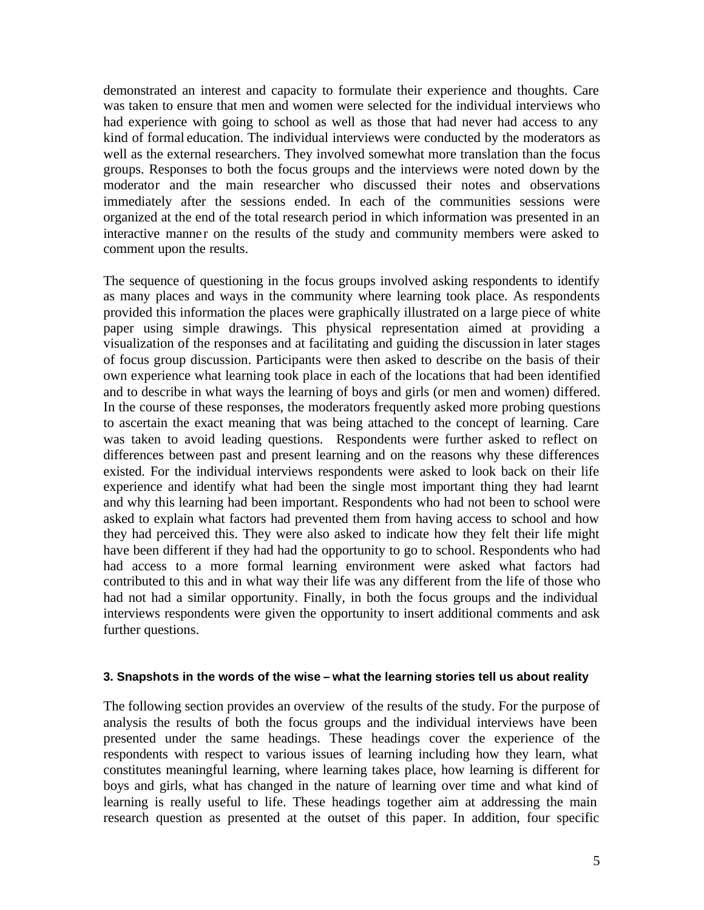demonstrated an interest and capacity to formulate their experience and thoughts. Care was taken to ensure that men and women were selected for the individual interviews who had experience with going to school as well as those that had never had access to any kind of formal education. The individual interviews were conducted by the moderators as well as the external researchers. They involved somewhat more translation than the focus groups. Responses to both the focus groups and the interviews were noted down by the moderator and the main researcher who discussed their notes and observations immediately after the sessions ended. In each of the communities sessions were organized at the end of the total research period in which information was presented in an interactive manner on the results of the study and community members were asked to comment upon the results.

The sequence of questioning in the focus groups involved asking respondents to identify as many places and ways in the community where learning took place. As respondents provided this information the places were graphically illustrated on a large piece of white paper using simple drawings. This physical representation aimed at providing a visualization of the responses and at facilitating and guiding the discussion in later stages of focus group discussion. Participants were then asked to describe on the basis of their own experience what learning took place in each of the locations that had been identified and to describe in what ways the learning of boys and girls (or men and women) differed. In the course of these responses, the moderators frequently asked more probing questions to ascertain the exact meaning that was being attached to the concept of learning. Care was taken to avoid leading questions. Respondents were further asked to reflect on differences between past and present learning and on the reasons why these differences existed. For the individual interviews respondents were asked to look back on their life experience and identify what had been the single most important thing they had learnt and why this learning had been important. Respondents who had not been to school were asked to explain what factors had prevented them from having access to school and how they had perceived this. They were also asked to indicate how they felt their life might have been different if they had had the opportunity to go to school. Respondents who had had access to a more formal learning environment were asked what factors had contributed to this and in what way their life was any different from the life of those who had not had a similar opportunity. Finally, in both the focus groups and the individual interviews respondents were given the opportunity to insert additional comments and ask further questions.

#### 3. Snapshots in the words of the wise – what the learning stories tell us about reality

The following section provides an overview of the results of the study. For the purpose of analysis the results of both the focus groups and the individual interviews have been presented under the same headings. These headings cover the experience of the respondents with respect to various issues of learning including how they learn, what constitutes meaningful learning, where learning takes place, how learning is different for boys and girls, what has changed in the nature of learning over time and what kind of learning is really useful to life. These headings together aim at addressing the main research question as presented at the outset of this paper. In addition, four specific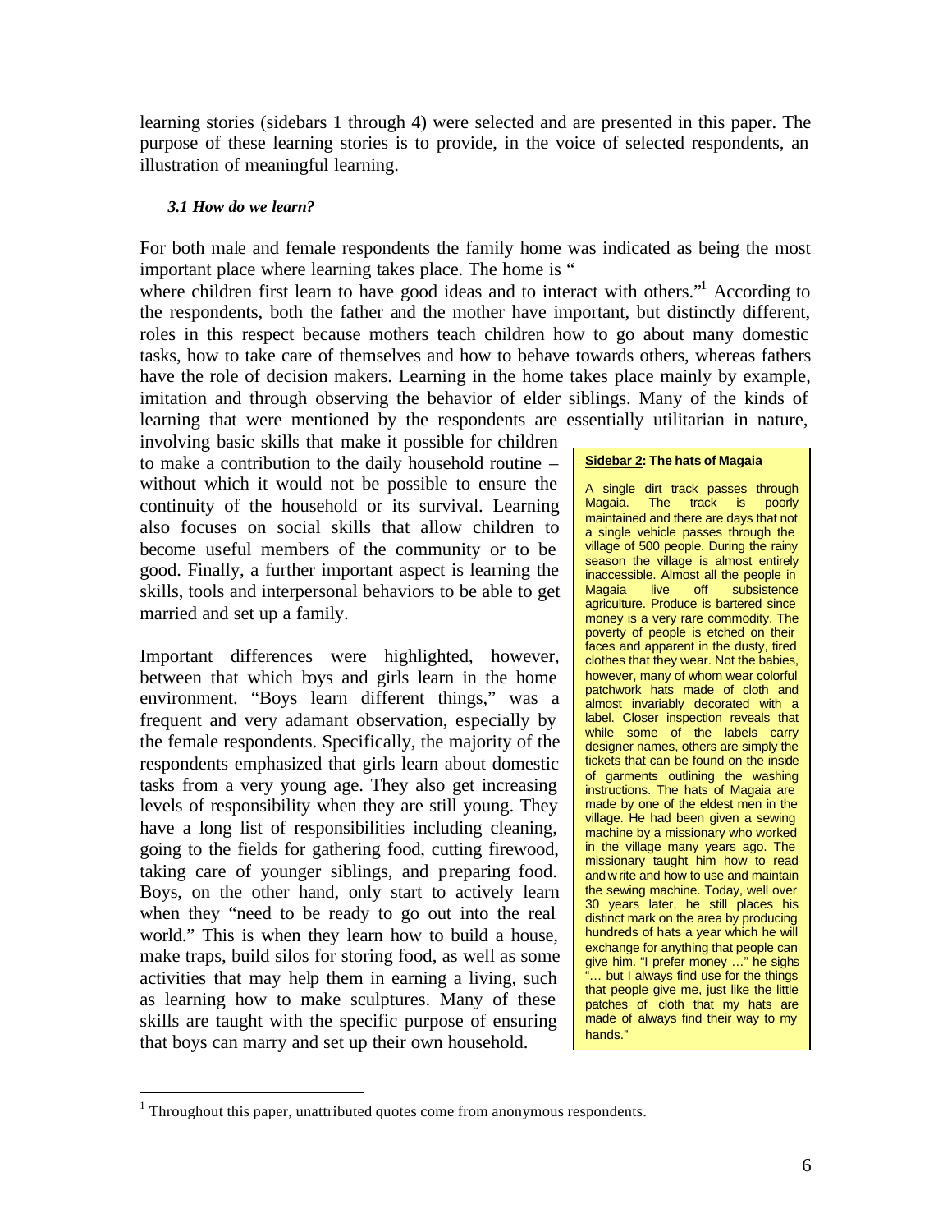learning stories (sidebars 1 through 4) were selected and are presented in this paper. The purpose of these learning stories is to provide, in the voice of selected respondents, an illustration of meaningful learning.

### *3.1 How do we learn?*

For both male and female respondents the family home was indicated as being the most important place where learning takes place. The home is "where children first learn to have good ideas and to interact with others."[1] According to the respondents, both the father and the mother have important, but distinctly different, roles in this respect because mothers teach children how to go about many domestic tasks, how to take care of themselves and how to behave towards others, whereas fathers have the role of decision makers. Learning in the home takes place mainly by example, imitation and through observing the behavior of elder siblings. Many of the kinds of learning that were mentioned by the respondents are essentially utilitarian in nature, involving basic skills that make it possible for children to make a contribution to the daily household routine – without which it would not be possible to ensure the continuity of the household or its survival. Learning also focuses on social skills that allow children to become useful members of the community or to be good. Finally, a further important aspect is learning the skills, tools and interpersonal behaviors to be able to get married and set up a family.

Important differences were highlighted, however, between that which boys and girls learn in the home environment. "Boys learn different things," was a frequent and very adamant observation, especially by the female respondents. Specifically, the majority of the respondents emphasized that girls learn about domestic tasks from a very young age. They also get increasing levels of responsibility when they are still young. They have a long list of responsibilities including cleaning, going to the fields for gathering food, cutting firewood, taking care of younger siblings, and preparing food. Boys, on the other hand, only start to actively learn when they "need to be ready to go out into the real world." This is when they learn how to build a house, make traps, build silos for storing food, as well as some activities that may help them in earning a living, such as learning how to make sculptures. Many of these skills are taught with the specific purpose of ensuring that boys can marry and set up their own household.

> **Sidebar 2: The hats of Magaia**
>
> A single dirt track passes through Magaia. The track is poorly maintained and there are days that not a single vehicle passes through the village of 500 people. During the rainy season the village is almost entirely inaccessible. Almost all the people in Magaia live off subsistence agriculture. Produce is bartered since money is a very rare commodity. The poverty of people is etched on their faces and apparent in the dusty, tired clothes that they wear. Not the babies, however, many of whom wear colorful patchwork hats made of cloth and almost invariably decorated with a label. Closer inspection reveals that while some of the labels carry designer names, others are simply the tickets that can be found on the inside of garments outlining the washing instructions. The hats of Magaia are made by one of the eldest men in the village. He had been given a sewing machine by a missionary who worked in the village many years ago. The missionary taught him how to read and write and how to use and maintain the sewing machine. Today, well over 30 years later, he still places his distinct mark on the area by producing hundreds of hats a year which he will exchange for anything that people can give him. "I prefer money …" he sighs "… but I always find use for the things that people give me, just like the little patches of cloth that my hats are made of always find their way to my hands."

---

[1] Throughout this paper, unattributed quotes come from anonymous respondents.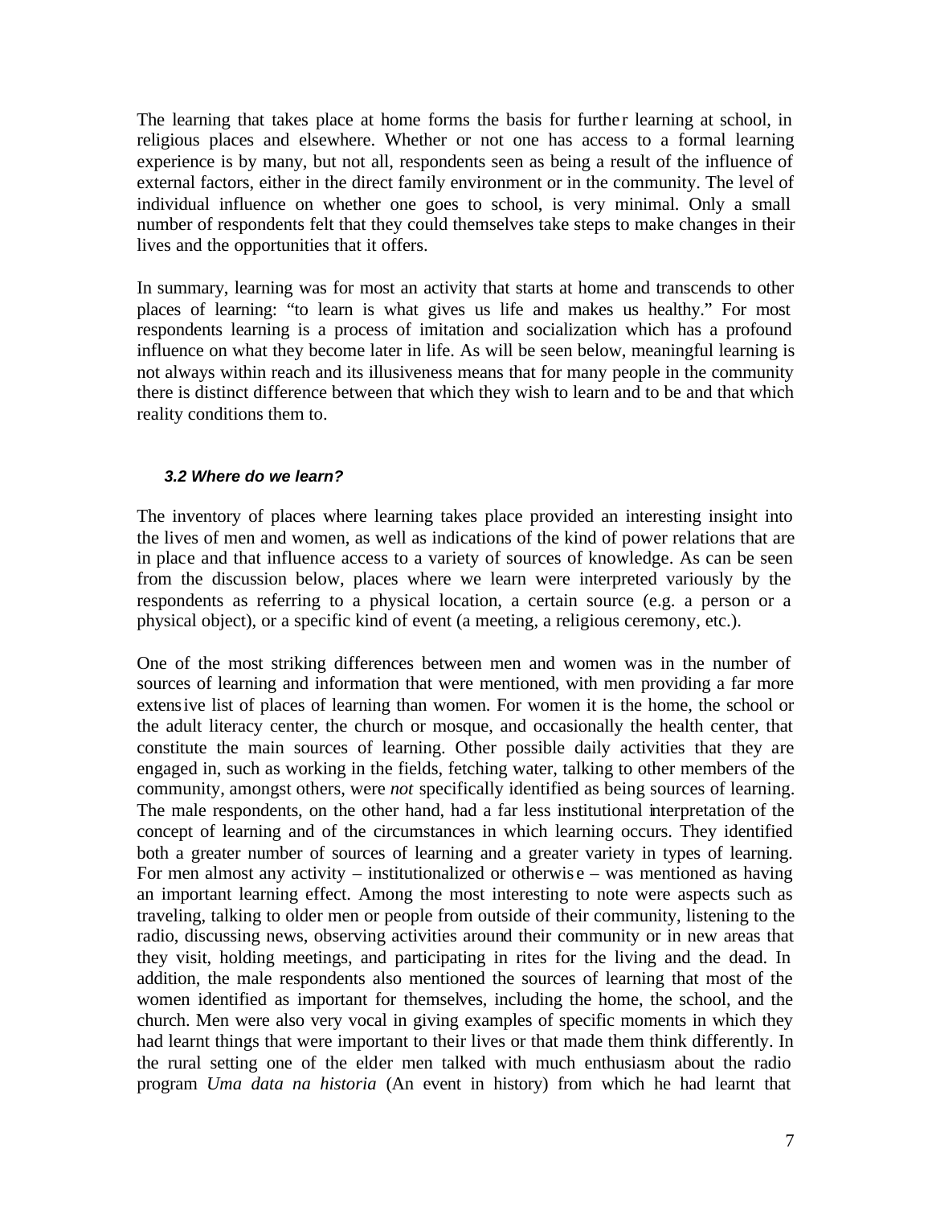The learning that takes place at home forms the basis for further learning at school, in religious places and elsewhere. Whether or not one has access to a formal learning experience is by many, but not all, respondents seen as being a result of the influence of external factors, either in the direct family environment or in the community. The level of individual influence on whether one goes to school, is very minimal. Only a small number of respondents felt that they could themselves take steps to make changes in their lives and the opportunities that it offers.

In summary, learning was for most an activity that starts at home and transcends to other places of learning: "to learn is what gives us life and makes us healthy." For most respondents learning is a process of imitation and socialization which has a profound influence on what they become later in life. As will be seen below, meaningful learning is not always within reach and its illusiveness means that for many people in the community there is distinct difference between that which they wish to learn and to be and that which reality conditions them to.

### *3.2 Where do we learn?*

The inventory of places where learning takes place provided an interesting insight into the lives of men and women, as well as indications of the kind of power relations that are in place and that influence access to a variety of sources of knowledge. As can be seen from the discussion below, places where we learn were interpreted variously by the respondents as referring to a physical location, a certain source (e.g. a person or a physical object), or a specific kind of event (a meeting, a religious ceremony, etc.).

One of the most striking differences between men and women was in the number of sources of learning and information that were mentioned, with men providing a far more extensive list of places of learning than women. For women it is the home, the school or the adult literacy center, the church or mosque, and occasionally the health center, that constitute the main sources of learning. Other possible daily activities that they are engaged in, such as working in the fields, fetching water, talking to other members of the community, amongst others, were *not* specifically identified as being sources of learning. The male respondents, on the other hand, had a far less institutional interpretation of the concept of learning and of the circumstances in which learning occurs. They identified both a greater number of sources of learning and a greater variety in types of learning. For men almost any activity – institutionalized or otherwise – was mentioned as having an important learning effect. Among the most interesting to note were aspects such as traveling, talking to older men or people from outside of their community, listening to the radio, discussing news, observing activities around their community or in new areas that they visit, holding meetings, and participating in rites for the living and the dead. In addition, the male respondents also mentioned the sources of learning that most of the women identified as important for themselves, including the home, the school, and the church. Men were also very vocal in giving examples of specific moments in which they had learnt things that were important to their lives or that made them think differently. In the rural setting one of the elder men talked with much enthusiasm about the radio program *Uma data na historia* (An event in history) from which he had learnt that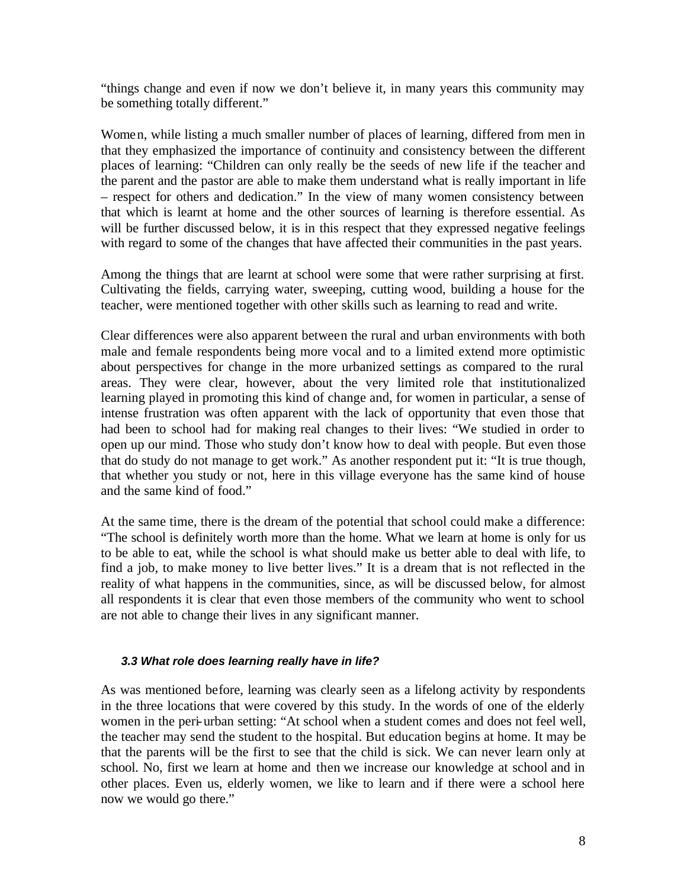"things change and even if now we don't believe it, in many years this community may be something totally different."

Women, while listing a much smaller number of places of learning, differed from men in that they emphasized the importance of continuity and consistency between the different places of learning: "Children can only really be the seeds of new life if the teacher and the parent and the pastor are able to make them understand what is really important in life – respect for others and dedication." In the view of many women consistency between that which is learnt at home and the other sources of learning is therefore essential. As will be further discussed below, it is in this respect that they expressed negative feelings with regard to some of the changes that have affected their communities in the past years.

Among the things that are learnt at school were some that were rather surprising at first. Cultivating the fields, carrying water, sweeping, cutting wood, building a house for the teacher, were mentioned together with other skills such as learning to read and write.

Clear differences were also apparent between the rural and urban environments with both male and female respondents being more vocal and to a limited extend more optimistic about perspectives for change in the more urbanized settings as compared to the rural areas. They were clear, however, about the very limited role that institutionalized learning played in promoting this kind of change and, for women in particular, a sense of intense frustration was often apparent with the lack of opportunity that even those that had been to school had for making real changes to their lives: "We studied in order to open up our mind. Those who study don't know how to deal with people. But even those that do study do not manage to get work." As another respondent put it: "It is true though, that whether you study or not, here in this village everyone has the same kind of house and the same kind of food."

At the same time, there is the dream of the potential that school could make a difference: "The school is definitely worth more than the home. What we learn at home is only for us to be able to eat, while the school is what should make us better able to deal with life, to find a job, to make money to live better lives." It is a dream that is not reflected in the reality of what happens in the communities, since, as will be discussed below, for almost all respondents it is clear that even those members of the community who went to school are not able to change their lives in any significant manner.

### *3.3 What role does learning really have in life?*

As was mentioned before, learning was clearly seen as a lifelong activity by respondents in the three locations that were covered by this study. In the words of one of the elderly women in the peri-urban setting: "At school when a student comes and does not feel well, the teacher may send the student to the hospital. But education begins at home. It may be that the parents will be the first to see that the child is sick. We can never learn only at school. No, first we learn at home and then we increase our knowledge at school and in other places. Even us, elderly women, we like to learn and if there were a school here now we would go there."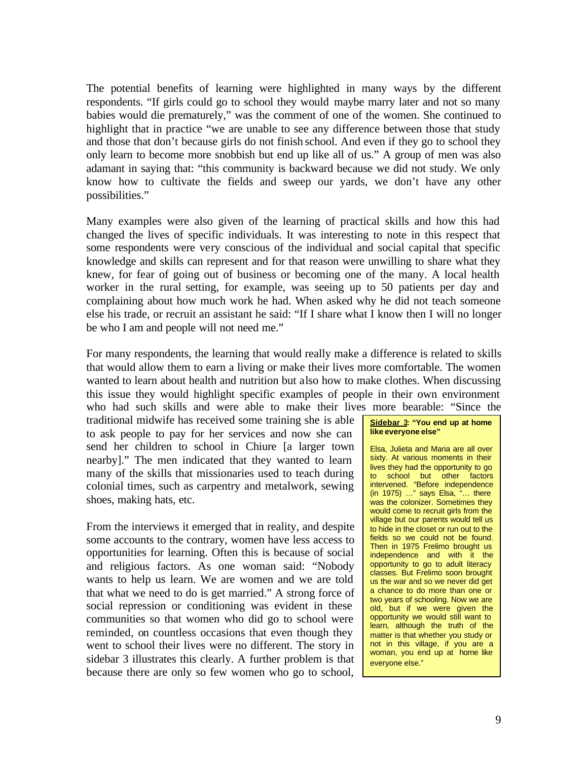The potential benefits of learning were highlighted in many ways by the different respondents. "If girls could go to school they would maybe marry later and not so many babies would die prematurely," was the comment of one of the women. She continued to highlight that in practice "we are unable to see any difference between those that study and those that don't because girls do not finish school. And even if they go to school they only learn to become more snobbish but end up like all of us." A group of men was also adamant in saying that: "this community is backward because we did not study. We only know how to cultivate the fields and sweep our yards, we don't have any other possibilities."

Many examples were also given of the learning of practical skills and how this had changed the lives of specific individuals. It was interesting to note in this respect that some respondents were very conscious of the individual and social capital that specific knowledge and skills can represent and for that reason were unwilling to share what they knew, for fear of going out of business or becoming one of the many. A local health worker in the rural setting, for example, was seeing up to 50 patients per day and complaining about how much work he had. When asked why he did not teach someone else his trade, or recruit an assistant he said: "If I share what I know then I will no longer be who I am and people will not need me."

For many respondents, the learning that would really make a difference is related to skills that would allow them to earn a living or make their lives more comfortable. The women wanted to learn about health and nutrition but also how to make clothes. When discussing this issue they would highlight specific examples of people in their own environment who had such skills and were able to make their lives more bearable: "Since the traditional midwife has received some training she is able to ask people to pay for her services and now she can send her children to school in Chiure [a larger town nearby]." The men indicated that they wanted to learn many of the skills that missionaries used to teach during colonial times, such as carpentry and metalwork, sewing shoes, making hats, etc.

From the interviews it emerged that in reality, and despite some accounts to the contrary, women have less access to opportunities for learning. Often this is because of social and religious factors. As one woman said: "Nobody wants to help us learn. We are women and we are told that what we need to do is get married." A strong force of social repression or conditioning was evident in these communities so that women who did go to school were reminded, on countless occasions that even though they went to school their lives were no different. The story in sidebar 3 illustrates this clearly. A further problem is that because there are only so few women who go to school,

> **Sidebar 3: "You end up at home like everyone else"**
>
> Elsa, Julieta and Maria are all over sixty. At various moments in their lives they had the opportunity to go to school but other factors intervened. "Before independence (in 1975) …" says Elsa, "… there was the colonizer. Sometimes they would come to recruit girls from the village but our parents would tell us to hide in the closet or run out to the fields so we could not be found. Then in 1975 Frelimo brought us independence and with it the opportunity to go to adult literacy classes. But Frelimo soon brought us the war and so we never did get a chance to do more than one or two years of schooling. Now we are old, but if we were given the opportunity we would still want to learn, although the truth of the matter is that whether you study or not in this village, if you are a woman, you end up at home like everyone else."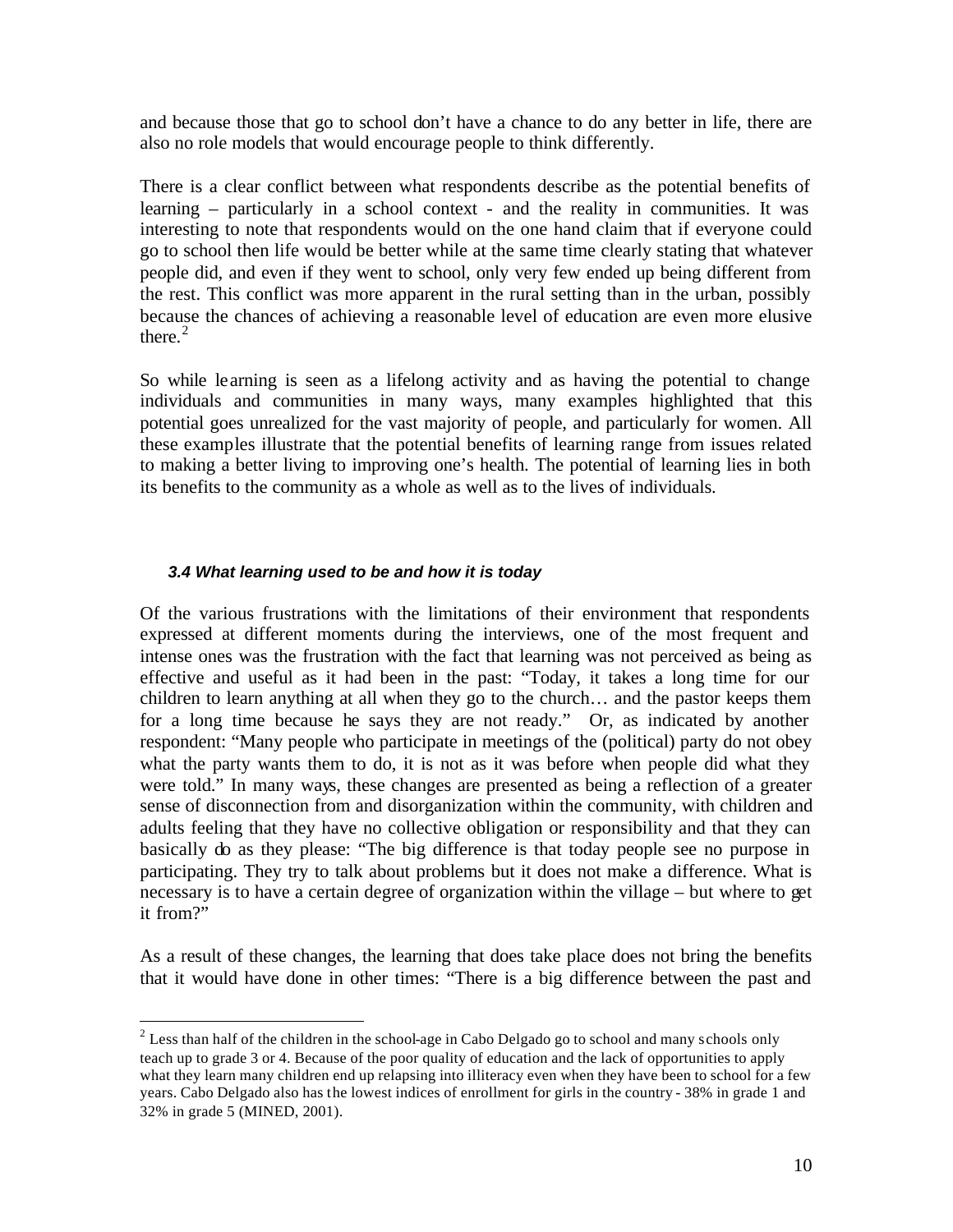and because those that go to school don't have a chance to do any better in life, there are also no role models that would encourage people to think differently.

There is a clear conflict between what respondents describe as the potential benefits of learning – particularly in a school context - and the reality in communities. It was interesting to note that respondents would on the one hand claim that if everyone could go to school then life would be better while at the same time clearly stating that whatever people did, and even if they went to school, only very few ended up being different from the rest. This conflict was more apparent in the rural setting than in the urban, possibly because the chances of achieving a reasonable level of education are even more elusive there.[2]

So while learning is seen as a lifelong activity and as having the potential to change individuals and communities in many ways, many examples highlighted that this potential goes unrealized for the vast majority of people, and particularly for women. All these examples illustrate that the potential benefits of learning range from issues related to making a better living to improving one's health. The potential of learning lies in both its benefits to the community as a whole as well as to the lives of individuals.

### 3.4 What learning used to be and how it is today

Of the various frustrations with the limitations of their environment that respondents expressed at different moments during the interviews, one of the most frequent and intense ones was the frustration with the fact that learning was not perceived as being as effective and useful as it had been in the past: "Today, it takes a long time for our children to learn anything at all when they go to the church… and the pastor keeps them for a long time because he says they are not ready." Or, as indicated by another respondent: "Many people who participate in meetings of the (political) party do not obey what the party wants them to do, it is not as it was before when people did what they were told." In many ways, these changes are presented as being a reflection of a greater sense of disconnection from and disorganization within the community, with children and adults feeling that they have no collective obligation or responsibility and that they can basically do as they please: "The big difference is that today people see no purpose in participating. They try to talk about problems but it does not make a difference. What is necessary is to have a certain degree of organization within the village – but where to get it from?"

As a result of these changes, the learning that does take place does not bring the benefits that it would have done in other times: "There is a big difference between the past and

---

[2] Less than half of the children in the school-age in Cabo Delgado go to school and many schools only teach up to grade 3 or 4. Because of the poor quality of education and the lack of opportunities to apply what they learn many children end up relapsing into illiteracy even when they have been to school for a few years. Cabo Delgado also has the lowest indices of enrollment for girls in the country - 38% in grade 1 and 32% in grade 5 (MINED, 2001).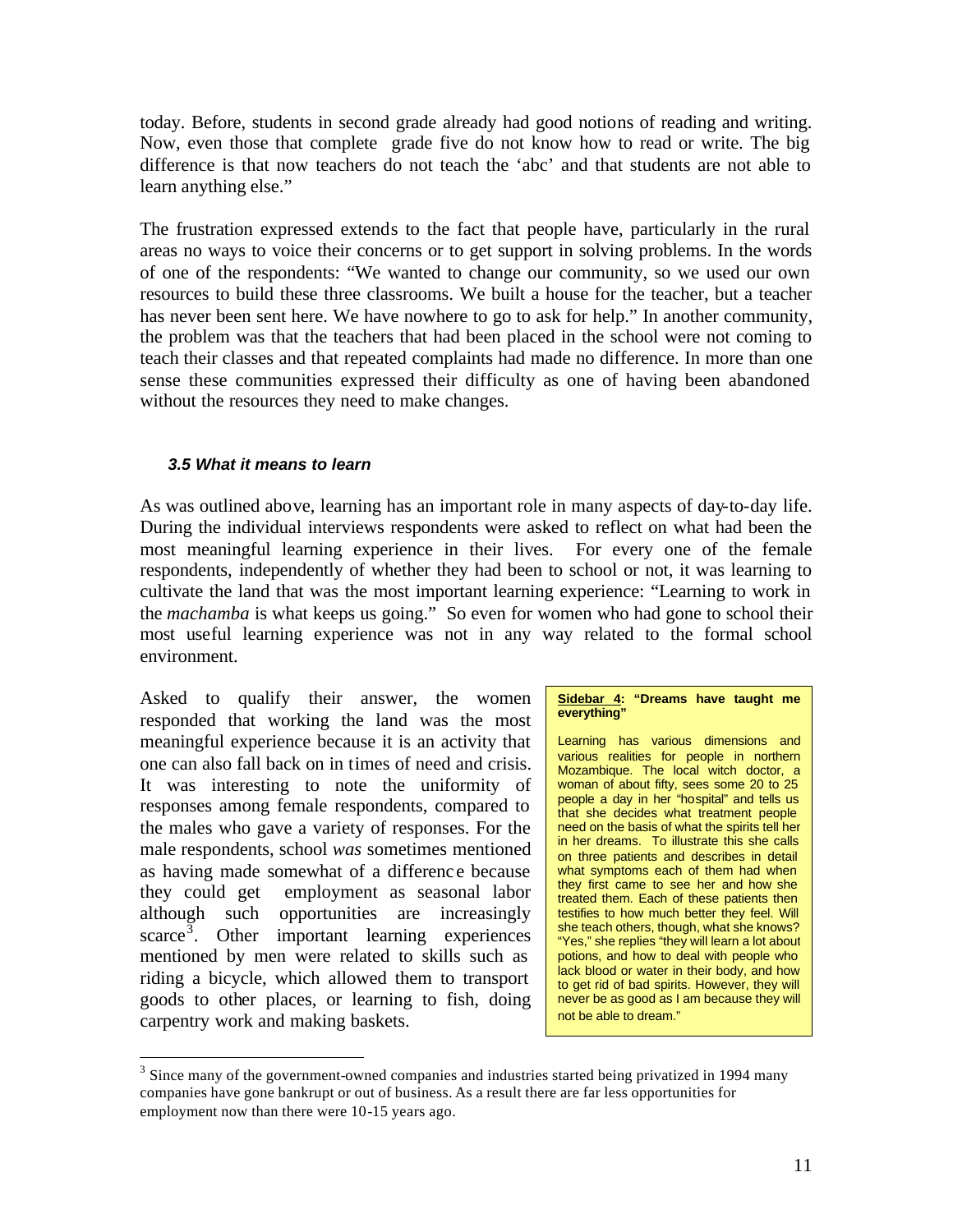today. Before, students in second grade already had good notions of reading and writing. Now, even those that complete grade five do not know how to read or write. The big difference is that now teachers do not teach the 'abc' and that students are not able to learn anything else."

The frustration expressed extends to the fact that people have, particularly in the rural areas no ways to voice their concerns or to get support in solving problems. In the words of one of the respondents: "We wanted to change our community, so we used our own resources to build these three classrooms. We built a house for the teacher, but a teacher has never been sent here. We have nowhere to go to ask for help." In another community, the problem was that the teachers that had been placed in the school were not coming to teach their classes and that repeated complaints had made no difference. In more than one sense these communities expressed their difficulty as one of having been abandoned without the resources they need to make changes.

### *3.5 What it means to learn*

As was outlined above, learning has an important role in many aspects of day-to-day life. During the individual interviews respondents were asked to reflect on what had been the most meaningful learning experience in their lives. For every one of the female respondents, independently of whether they had been to school or not, it was learning to cultivate the land that was the most important learning experience: "Learning to work in the *machamba* is what keeps us going." So even for women who had gone to school their most useful learning experience was not in any way related to the formal school environment.

Asked to qualify their answer, the women responded that working the land was the most meaningful experience because it is an activity that one can also fall back on in times of need and crisis. It was interesting to note the uniformity of responses among female respondents, compared to the males who gave a variety of responses. For the male respondents, school *was* sometimes mentioned as having made somewhat of a difference because they could get employment as seasonal labor although such opportunities are increasingly scarce[3]. Other important learning experiences mentioned by men were related to skills such as riding a bicycle, which allowed them to transport goods to other places, or learning to fish, doing carpentry work and making baskets.

**Sidebar 4: "Dreams have taught me everything"**

Learning has various dimensions and various realities for people in northern Mozambique. The local witch doctor, a woman of about fifty, sees some 20 to 25 people a day in her "hospital" and tells us that she decides what treatment people need on the basis of what the spirits tell her in her dreams. To illustrate this she calls on three patients and describes in detail what symptoms each of them had when they first came to see her and how she treated them. Each of these patients then testifies to how much better they feel. Will she teach others, though, what she knows? "Yes," she replies "they will learn a lot about potions, and how to deal with people who lack blood or water in their body, and how to get rid of bad spirits. However, they will never be as good as I am because they will not be able to dream."

[3] Since many of the government-owned companies and industries started being privatized in 1994 many companies have gone bankrupt or out of business. As a result there are far less opportunities for employment now than there were 10-15 years ago.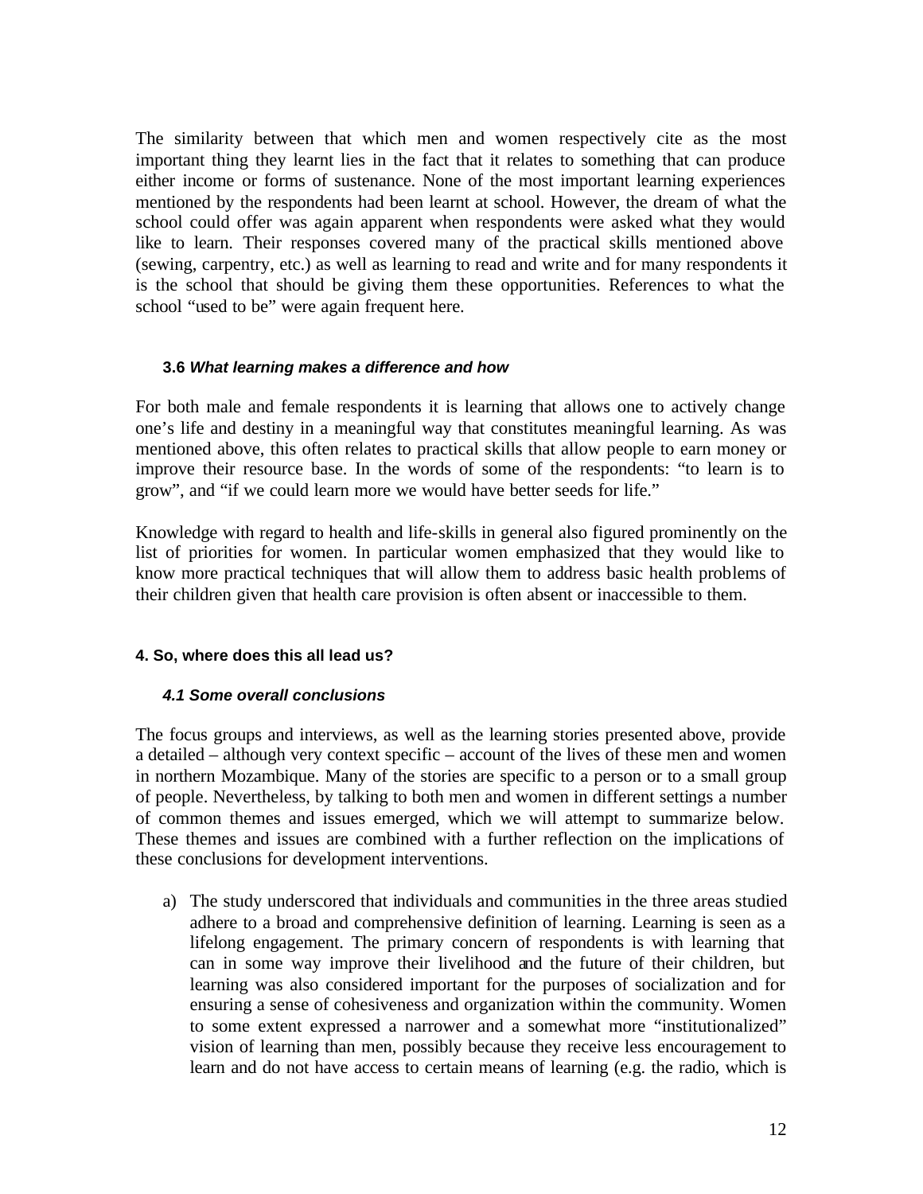The similarity between that which men and women respectively cite as the most important thing they learnt lies in the fact that it relates to something that can produce either income or forms of sustenance. None of the most important learning experiences mentioned by the respondents had been learnt at school. However, the dream of what the school could offer was again apparent when respondents were asked what they would like to learn. Their responses covered many of the practical skills mentioned above (sewing, carpentry, etc.) as well as learning to read and write and for many respondents it is the school that should be giving them these opportunities. References to what the school "used to be" were again frequent here.

### 3.6 *What learning makes a difference and how*

For both male and female respondents it is learning that allows one to actively change one's life and destiny in a meaningful way that constitutes meaningful learning. As was mentioned above, this often relates to practical skills that allow people to earn money or improve their resource base. In the words of some of the respondents: "to learn is to grow", and "if we could learn more we would have better seeds for life."

Knowledge with regard to health and life-skills in general also figured prominently on the list of priorities for women. In particular women emphasized that they would like to know more practical techniques that will allow them to address basic health problems of their children given that health care provision is often absent or inaccessible to them.

## 4. So, where does this all lead us?

### *4.1 Some overall conclusions*

The focus groups and interviews, as well as the learning stories presented above, provide a detailed – although very context specific – account of the lives of these men and women in northern Mozambique. Many of the stories are specific to a person or to a small group of people. Nevertheless, by talking to both men and women in different settings a number of common themes and issues emerged, which we will attempt to summarize below. These themes and issues are combined with a further reflection on the implications of these conclusions for development interventions.

a) The study underscored that individuals and communities in the three areas studied adhere to a broad and comprehensive definition of learning. Learning is seen as a lifelong engagement. The primary concern of respondents is with learning that can in some way improve their livelihood and the future of their children, but learning was also considered important for the purposes of socialization and for ensuring a sense of cohesiveness and organization within the community. Women to some extent expressed a narrower and a somewhat more "institutionalized" vision of learning than men, possibly because they receive less encouragement to learn and do not have access to certain means of learning (e.g. the radio, which is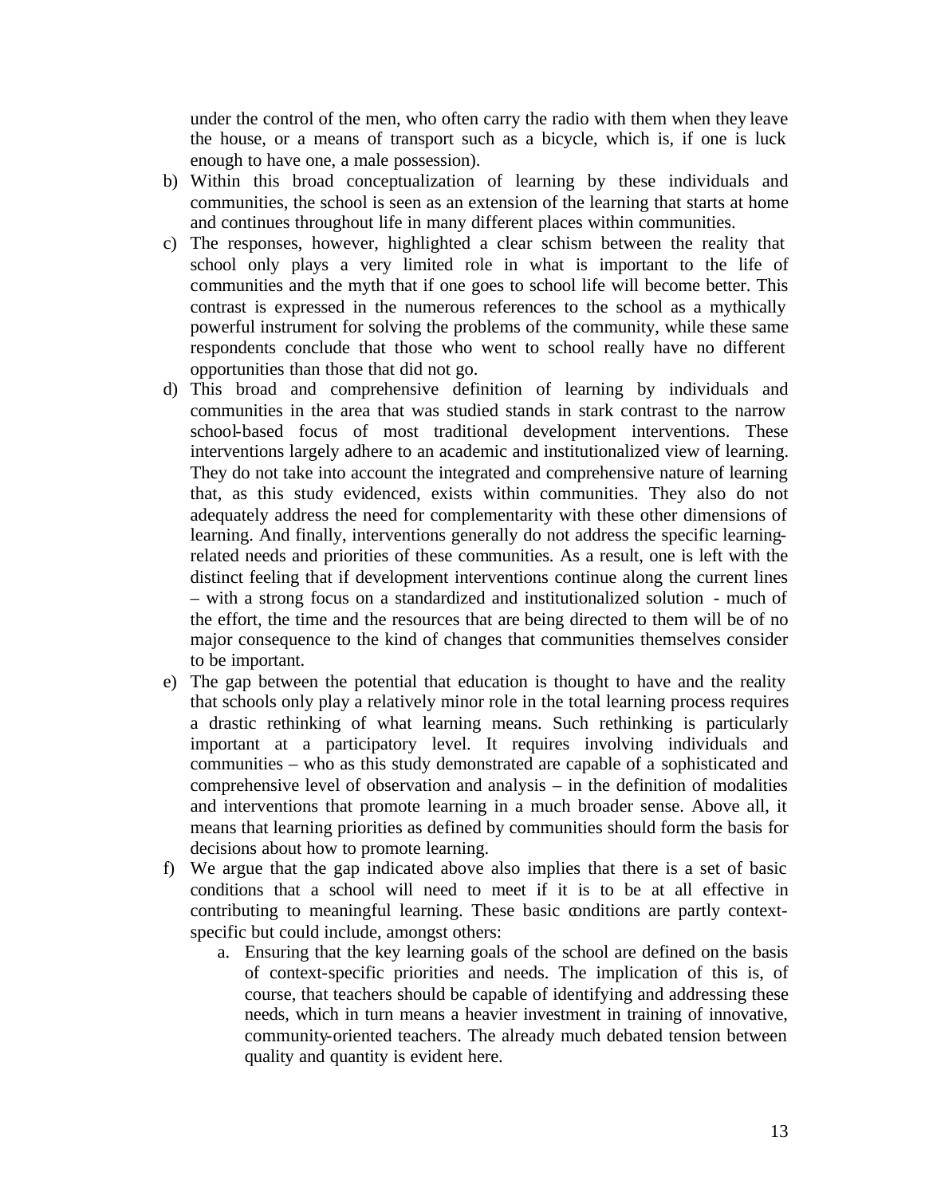under the control of the men, who often carry the radio with them when they leave the house, or a means of transport such as a bicycle, which is, if one is luck enough to have one, a male possession).

b) Within this broad conceptualization of learning by these individuals and communities, the school is seen as an extension of the learning that starts at home and continues throughout life in many different places within communities.
c) The responses, however, highlighted a clear schism between the reality that school only plays a very limited role in what is important to the life of communities and the myth that if one goes to school life will become better. This contrast is expressed in the numerous references to the school as a mythically powerful instrument for solving the problems of the community, while these same respondents conclude that those who went to school really have no different opportunities than those that did not go.
d) This broad and comprehensive definition of learning by individuals and communities in the area that was studied stands in stark contrast to the narrow school-based focus of most traditional development interventions. These interventions largely adhere to an academic and institutionalized view of learning. They do not take into account the integrated and comprehensive nature of learning that, as this study evidenced, exists within communities. They also do not adequately address the need for complementarity with these other dimensions of learning. And finally, interventions generally do not address the specific learning-related needs and priorities of these communities. As a result, one is left with the distinct feeling that if development interventions continue along the current lines – with a strong focus on a standardized and institutionalized solution - much of the effort, the time and the resources that are being directed to them will be of no major consequence to the kind of changes that communities themselves consider to be important.
e) The gap between the potential that education is thought to have and the reality that schools only play a relatively minor role in the total learning process requires a drastic rethinking of what learning means. Such rethinking is particularly important at a participatory level. It requires involving individuals and communities – who as this study demonstrated are capable of a sophisticated and comprehensive level of observation and analysis – in the definition of modalities and interventions that promote learning in a much broader sense. Above all, it means that learning priorities as defined by communities should form the basis for decisions about how to promote learning.
f) We argue that the gap indicated above also implies that there is a set of basic conditions that a school will need to meet if it is to be at all effective in contributing to meaningful learning. These basic conditions are partly context-specific but could include, amongst others:
    a. Ensuring that the key learning goals of the school are defined on the basis of context-specific priorities and needs. The implication of this is, of course, that teachers should be capable of identifying and addressing these needs, which in turn means a heavier investment in training of innovative, community-oriented teachers. The already much debated tension between quality and quantity is evident here.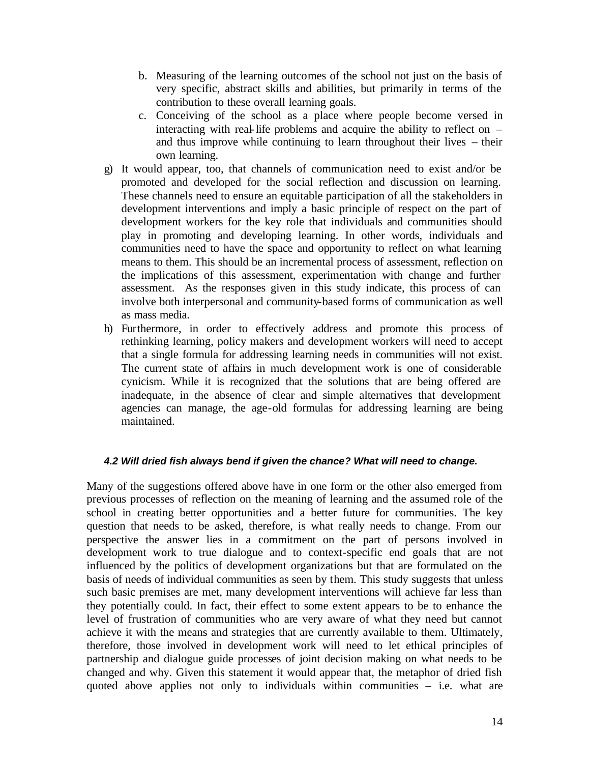b. Measuring of the learning outcomes of the school not just on the basis of very specific, abstract skills and abilities, but primarily in terms of the contribution to these overall learning goals.
   c. Conceiving of the school as a place where people become versed in interacting with real-life problems and acquire the ability to reflect on – and thus improve while continuing to learn throughout their lives – their own learning.

g) It would appear, too, that channels of communication need to exist and/or be promoted and developed for the social reflection and discussion on learning. These channels need to ensure an equitable participation of all the stakeholders in development interventions and imply a basic principle of respect on the part of development workers for the key role that individuals and communities should play in promoting and developing learning. In other words, individuals and communities need to have the space and opportunity to reflect on what learning means to them. This should be an incremental process of assessment, reflection on the implications of this assessment, experimentation with change and further assessment. As the responses given in this study indicate, this process of can involve both interpersonal and community-based forms of communication as well as mass media.

h) Furthermore, in order to effectively address and promote this process of rethinking learning, policy makers and development workers will need to accept that a single formula for addressing learning needs in communities will not exist. The current state of affairs in much development work is one of considerable cynicism. While it is recognized that the solutions that are being offered are inadequate, in the absence of clear and simple alternatives that development agencies can manage, the age-old formulas for addressing learning are being maintained.

### *4.2 Will dried fish always bend if given the chance? What will need to change.*

Many of the suggestions offered above have in one form or the other also emerged from previous processes of reflection on the meaning of learning and the assumed role of the school in creating better opportunities and a better future for communities. The key question that needs to be asked, therefore, is what really needs to change. From our perspective the answer lies in a commitment on the part of persons involved in development work to true dialogue and to context-specific end goals that are not influenced by the politics of development organizations but that are formulated on the basis of needs of individual communities as seen by them. This study suggests that unless such basic premises are met, many development interventions will achieve far less than they potentially could. In fact, their effect to some extent appears to be to enhance the level of frustration of communities who are very aware of what they need but cannot achieve it with the means and strategies that are currently available to them. Ultimately, therefore, those involved in development work will need to let ethical principles of partnership and dialogue guide processes of joint decision making on what needs to be changed and why. Given this statement it would appear that, the metaphor of dried fish quoted above applies not only to individuals within communities – i.e. what are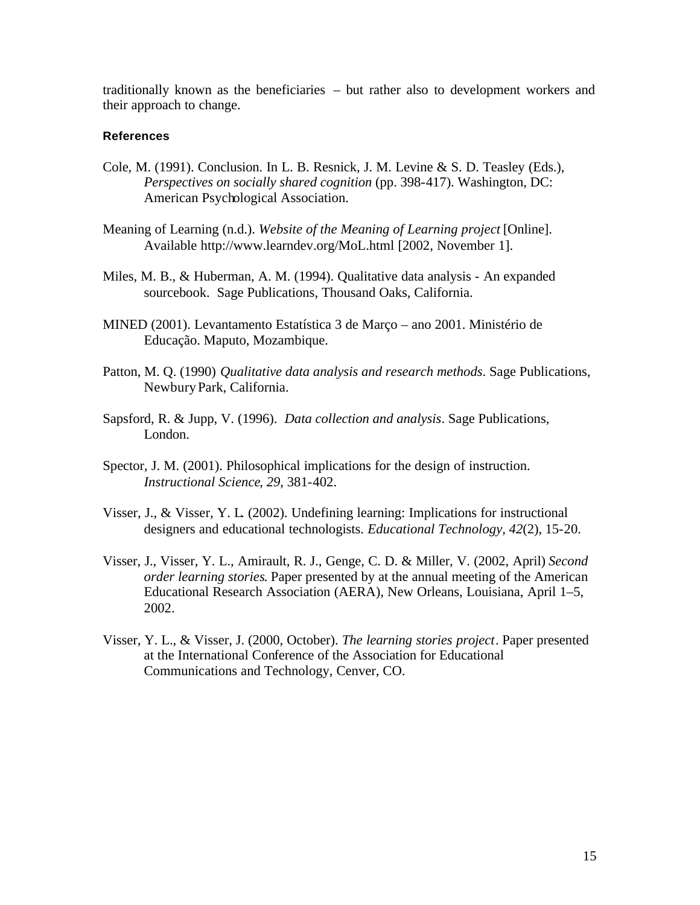traditionally known as the beneficiaries – but rather also to development workers and their approach to change.

#### References

Cole, M. (1991). Conclusion. In L. B. Resnick, J. M. Levine & S. D. Teasley (Eds.), *Perspectives on socially shared cognition* (pp. 398-417). Washington, DC: American Psychological Association.

Meaning of Learning (n.d.). *Website of the Meaning of Learning project* [Online]. Available http://www.learndev.org/MoL.html [2002, November 1].

Miles, M. B., & Huberman, A. M. (1994). Qualitative data analysis - An expanded sourcebook. Sage Publications, Thousand Oaks, California.

MINED (2001). Levantamento Estatística 3 de Março – ano 2001. Ministério de Educação. Maputo, Mozambique.

Patton, M. Q. (1990) *Qualitative data analysis and research methods*. Sage Publications, Newbury Park, California.

Sapsford, R. & Jupp, V. (1996). *Data collection and analysis*. Sage Publications, London.

Spector, J. M. (2001). Philosophical implications for the design of instruction. *Instructional Science*, *29*, 381-402.

Visser, J., & Visser, Y. L. (2002). Undefining learning: Implications for instructional designers and educational technologists. *Educational Technology, 42*(2), 15-20.

Visser, J., Visser, Y. L., Amirault, R. J., Genge, C. D. & Miller, V. (2002, April) *Second order learning stories*. Paper presented by at the annual meeting of the American Educational Research Association (AERA), New Orleans, Louisiana, April 1–5, 2002.

Visser, Y. L., & Visser, J. (2000, October). *The learning stories project*. Paper presented at the International Conference of the Association for Educational Communications and Technology, Cenver, CO.